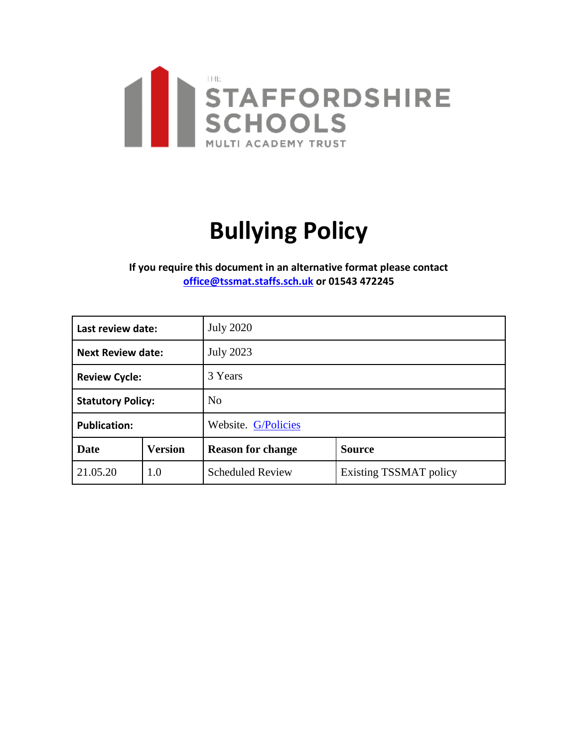THE STAFFORDSHIRE SCHOOLS MULTI ACADEMY TRUST

# Bullying Policy

**If you require this document in an alternative format please contact office@tssmat.staffs.sch.uk or 01543 472245**

| **Last review date:** | | July 2020 | |
|---|---|---|---|
| **Next Review date:** | | July 2023 | |
| **Review Cycle:** | | 3 Years | |
| **Statutory Policy:** | | No | |
| **Publication:** | | Website. G/Policies | |
| **Date** | **Version** | **Reason for change** | **Source** |
| 21.05.20 | 1.0 | Scheduled Review | Existing TSSMAT policy |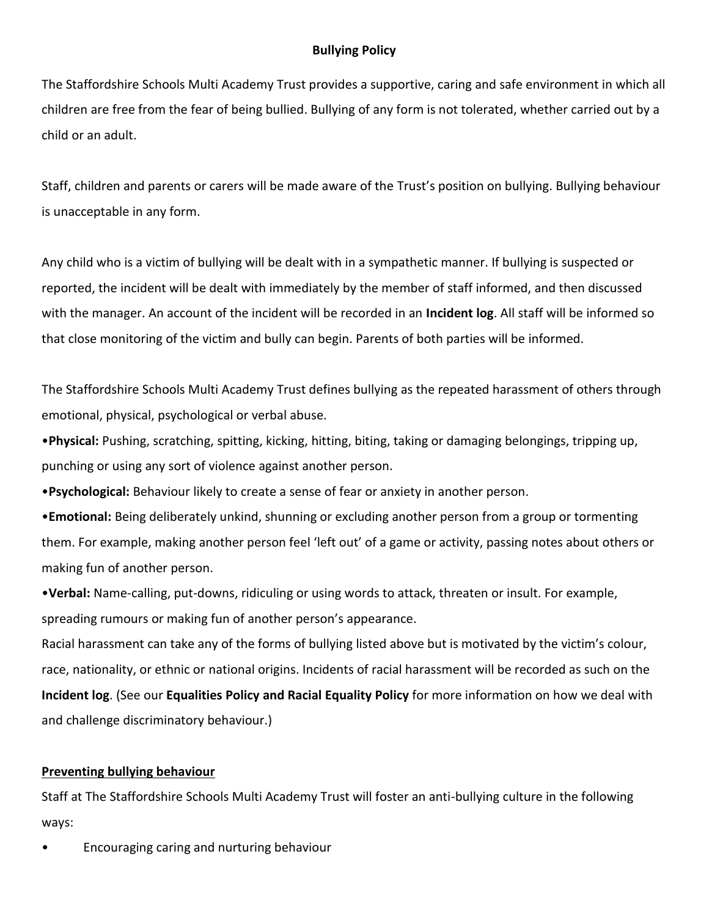**Bullying Policy**

The Staffordshire Schools Multi Academy Trust provides a supportive, caring and safe environment in which all children are free from the fear of being bullied. Bullying of any form is not tolerated, whether carried out by a child or an adult.

Staff, children and parents or carers will be made aware of the Trust's position on bullying. Bullying behaviour is unacceptable in any form.

Any child who is a victim of bullying will be dealt with in a sympathetic manner. If bullying is suspected or reported, the incident will be dealt with immediately by the member of staff informed, and then discussed with the manager. An account of the incident will be recorded in an **Incident log**. All staff will be informed so that close monitoring of the victim and bully can begin. Parents of both parties will be informed.

The Staffordshire Schools Multi Academy Trust defines bullying as the repeated harassment of others through emotional, physical, psychological or verbal abuse.

- **Physical:** Pushing, scratching, spitting, kicking, hitting, biting, taking or damaging belongings, tripping up, punching or using any sort of violence against another person.
- **Psychological:** Behaviour likely to create a sense of fear or anxiety in another person.
- **Emotional:** Being deliberately unkind, shunning or excluding another person from a group or tormenting them. For example, making another person feel 'left out' of a game or activity, passing notes about others or making fun of another person.
- **Verbal:** Name-calling, put-downs, ridiculing or using words to attack, threaten or insult. For example, spreading rumours or making fun of another person's appearance.

Racial harassment can take any of the forms of bullying listed above but is motivated by the victim's colour, race, nationality, or ethnic or national origins. Incidents of racial harassment will be recorded as such on the **Incident log**. (See our **Equalities Policy and Racial Equality Policy** for more information on how we deal with and challenge discriminatory behaviour.)

**Preventing bullying behaviour**

Staff at The Staffordshire Schools Multi Academy Trust will foster an anti-bullying culture in the following ways:

- Encouraging caring and nurturing behaviour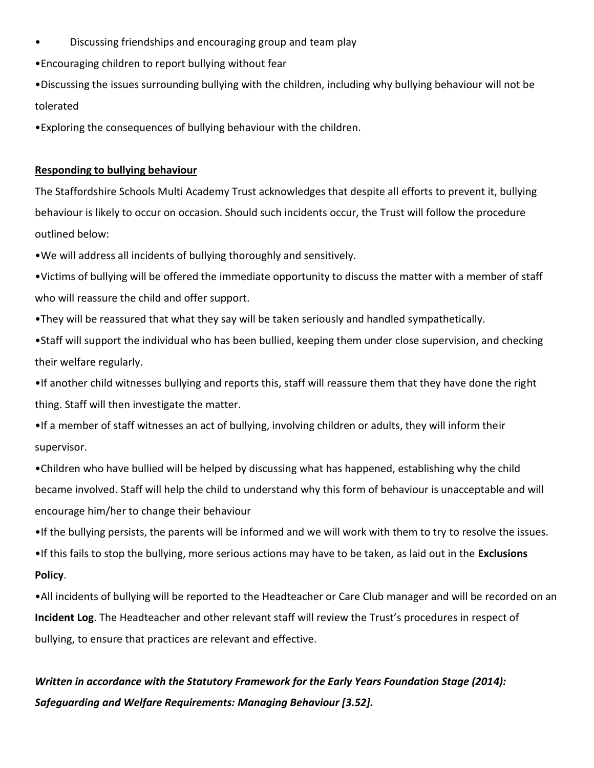- Discussing friendships and encouraging group and team play
- Encouraging children to report bullying without fear
- Discussing the issues surrounding bullying with the children, including why bullying behaviour will not be tolerated
- Exploring the consequences of bullying behaviour with the children.

**Responding to bullying behaviour**

The Staffordshire Schools Multi Academy Trust acknowledges that despite all efforts to prevent it, bullying behaviour is likely to occur on occasion. Should such incidents occur, the Trust will follow the procedure outlined below:

- We will address all incidents of bullying thoroughly and sensitively.
- Victims of bullying will be offered the immediate opportunity to discuss the matter with a member of staff who will reassure the child and offer support.
- They will be reassured that what they say will be taken seriously and handled sympathetically.
- Staff will support the individual who has been bullied, keeping them under close supervision, and checking their welfare regularly.
- If another child witnesses bullying and reports this, staff will reassure them that they have done the right thing. Staff will then investigate the matter.
- If a member of staff witnesses an act of bullying, involving children or adults, they will inform their supervisor.
- Children who have bullied will be helped by discussing what has happened, establishing why the child became involved. Staff will help the child to understand why this form of behaviour is unacceptable and will encourage him/her to change their behaviour
- If the bullying persists, the parents will be informed and we will work with them to try to resolve the issues.
- If this fails to stop the bullying, more serious actions may have to be taken, as laid out in the **Exclusions Policy**.
- All incidents of bullying will be reported to the Headteacher or Care Club manager and will be recorded on an **Incident Log**. The Headteacher and other relevant staff will review the Trust's procedures in respect of bullying, to ensure that practices are relevant and effective.

***Written in accordance with the Statutory Framework for the Early Years Foundation Stage (2014): Safeguarding and Welfare Requirements: Managing Behaviour [3.52].***